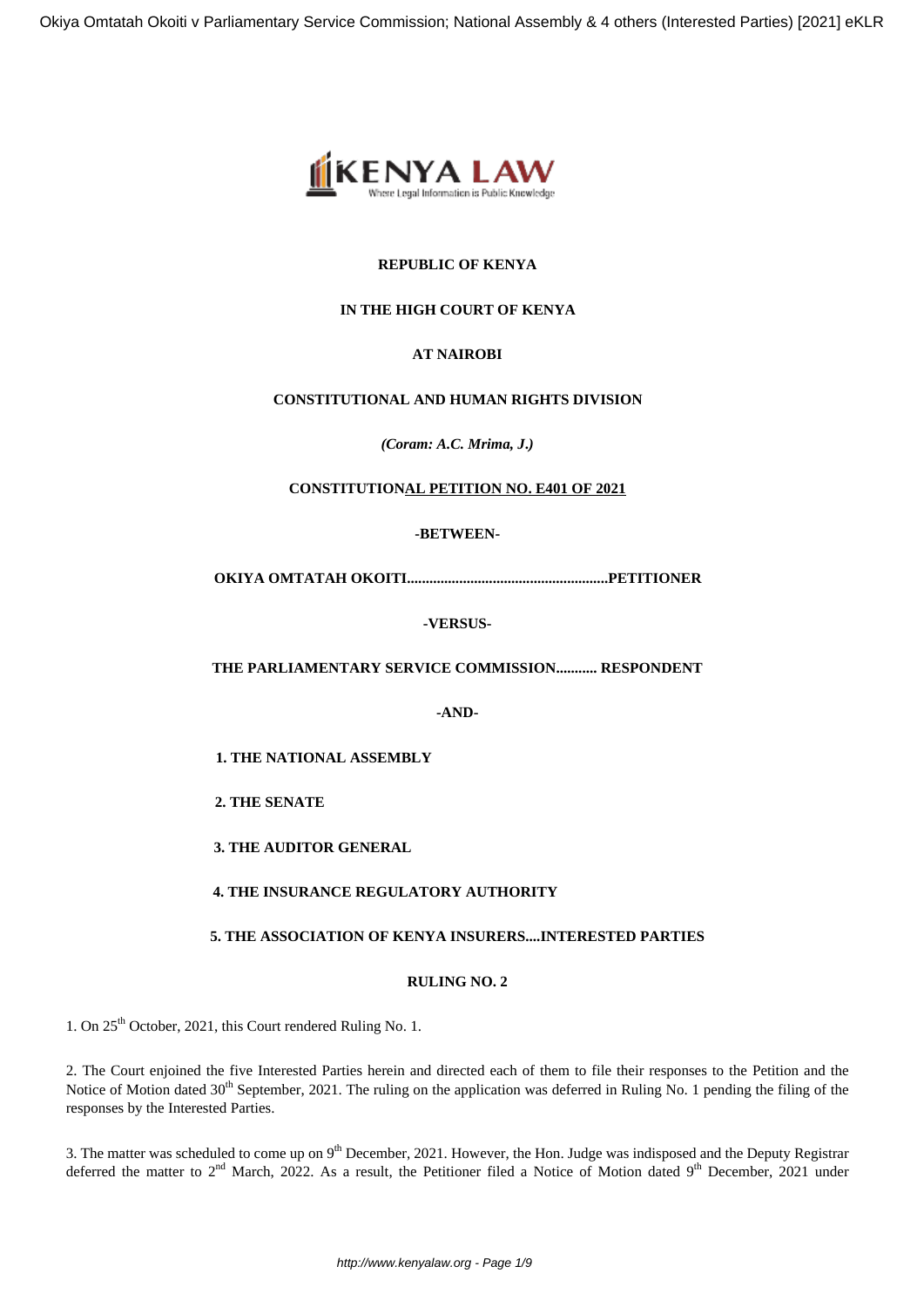**REPUBLIC OF KENYA**

**IN THE HIGH COURT OF KENYA**

**AT NAIROBI**

**CONSTITUTIONAL AND HUMAN RIGHTS DIVISION**

***(Coram: A.C. Mrima, J.)***

**CONSTITUTIONAL PETITION NO. E401 OF 2021**

**-BETWEEN-**

**OKIYA OMTATAH OKOITI......................................................PETITIONER**

**-VERSUS-**

**THE PARLIAMENTARY SERVICE COMMISSION........... RESPONDENT**

**-AND-**

**1. THE NATIONAL ASSEMBLY**

**2. THE SENATE**

**3. THE AUDITOR GENERAL**

**4. THE INSURANCE REGULATORY AUTHORITY**

**5. THE ASSOCIATION OF KENYA INSURERS....INTERESTED PARTIES**

**RULING NO. 2**

1. On 25th October, 2021, this Court rendered Ruling No. 1.

2. The Court enjoined the five Interested Parties herein and directed each of them to file their responses to the Petition and the Notice of Motion dated 30th September, 2021. The ruling on the application was deferred in Ruling No. 1 pending the filing of the responses by the Interested Parties.

3. The matter was scheduled to come up on 9th December, 2021. However, the Hon. Judge was indisposed and the Deputy Registrar deferred the matter to 2nd March, 2022. As a result, the Petitioner filed a Notice of Motion dated 9th December, 2021 under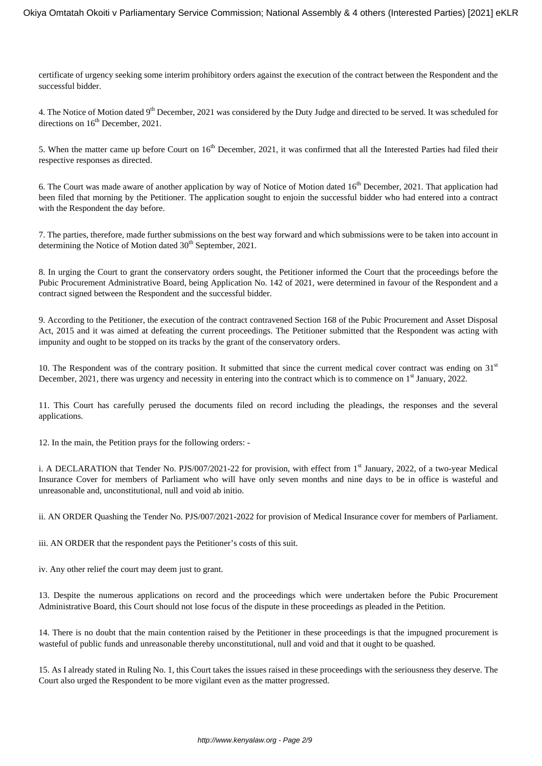certificate of urgency seeking some interim prohibitory orders against the execution of the contract between the Respondent and the successful bidder.

4. The Notice of Motion dated 9th December, 2021 was considered by the Duty Judge and directed to be served. It was scheduled for directions on 16th December, 2021.

5. When the matter came up before Court on 16th December, 2021, it was confirmed that all the Interested Parties had filed their respective responses as directed.

6. The Court was made aware of another application by way of Notice of Motion dated 16th December, 2021. That application had been filed that morning by the Petitioner. The application sought to enjoin the successful bidder who had entered into a contract with the Respondent the day before.

7. The parties, therefore, made further submissions on the best way forward and which submissions were to be taken into account in determining the Notice of Motion dated 30th September, 2021.

8. In urging the Court to grant the conservatory orders sought, the Petitioner informed the Court that the proceedings before the Pubic Procurement Administrative Board, being Application No. 142 of 2021, were determined in favour of the Respondent and a contract signed between the Respondent and the successful bidder.

9. According to the Petitioner, the execution of the contract contravened Section 168 of the Pubic Procurement and Asset Disposal Act, 2015 and it was aimed at defeating the current proceedings. The Petitioner submitted that the Respondent was acting with impunity and ought to be stopped on its tracks by the grant of the conservatory orders.

10. The Respondent was of the contrary position. It submitted that since the current medical cover contract was ending on 31st December, 2021, there was urgency and necessity in entering into the contract which is to commence on 1st January, 2022.

11. This Court has carefully perused the documents filed on record including the pleadings, the responses and the several applications.

12. In the main, the Petition prays for the following orders: -

i. A DECLARATION that Tender No. PJS/007/2021-22 for provision, with effect from 1st January, 2022, of a two-year Medical Insurance Cover for members of Parliament who will have only seven months and nine days to be in office is wasteful and unreasonable and, unconstitutional, null and void ab initio.

ii. AN ORDER Quashing the Tender No. PJS/007/2021-2022 for provision of Medical Insurance cover for members of Parliament.

iii. AN ORDER that the respondent pays the Petitioner's costs of this suit.

iv. Any other relief the court may deem just to grant.

13. Despite the numerous applications on record and the proceedings which were undertaken before the Pubic Procurement Administrative Board, this Court should not lose focus of the dispute in these proceedings as pleaded in the Petition.

14. There is no doubt that the main contention raised by the Petitioner in these proceedings is that the impugned procurement is wasteful of public funds and unreasonable thereby unconstitutional, null and void and that it ought to be quashed.

15. As I already stated in Ruling No. 1, this Court takes the issues raised in these proceedings with the seriousness they deserve. The Court also urged the Respondent to be more vigilant even as the matter progressed.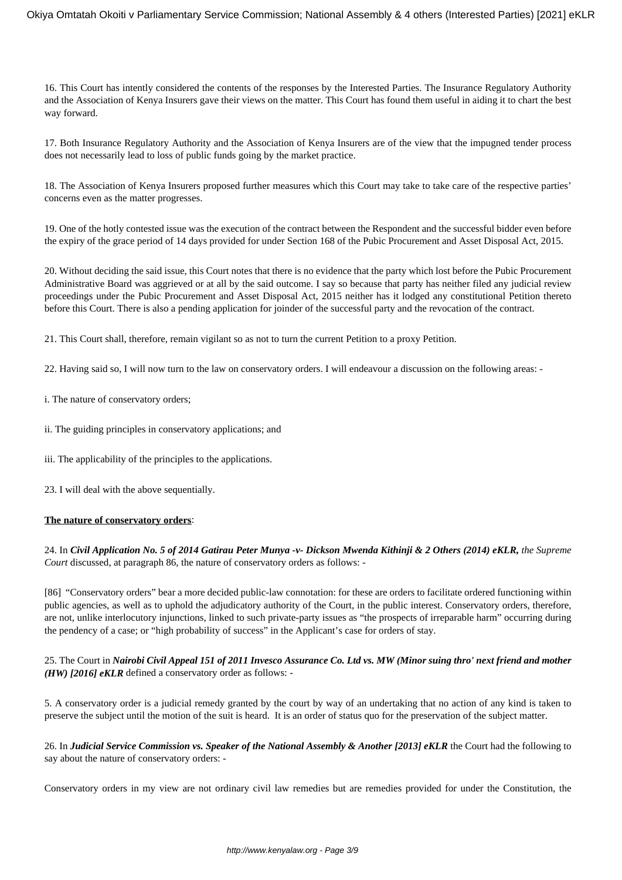16. This Court has intently considered the contents of the responses by the Interested Parties. The Insurance Regulatory Authority and the Association of Kenya Insurers gave their views on the matter. This Court has found them useful in aiding it to chart the best way forward.

17. Both Insurance Regulatory Authority and the Association of Kenya Insurers are of the view that the impugned tender process does not necessarily lead to loss of public funds going by the market practice.

18. The Association of Kenya Insurers proposed further measures which this Court may take to take care of the respective parties' concerns even as the matter progresses.

19. One of the hotly contested issue was the execution of the contract between the Respondent and the successful bidder even before the expiry of the grace period of 14 days provided for under Section 168 of the Pubic Procurement and Asset Disposal Act, 2015.

20. Without deciding the said issue, this Court notes that there is no evidence that the party which lost before the Pubic Procurement Administrative Board was aggrieved or at all by the said outcome. I say so because that party has neither filed any judicial review proceedings under the Pubic Procurement and Asset Disposal Act, 2015 neither has it lodged any constitutional Petition thereto before this Court. There is also a pending application for joinder of the successful party and the revocation of the contract.

21. This Court shall, therefore, remain vigilant so as not to turn the current Petition to a proxy Petition.

22. Having said so, I will now turn to the law on conservatory orders. I will endeavour a discussion on the following areas: -

i. The nature of conservatory orders;

ii. The guiding principles in conservatory applications; and

iii. The applicability of the principles to the applications.

23. I will deal with the above sequentially.

**<u>The nature of conservatory orders</u>**:

24. In ***Civil Application No. 5 of 2014 Gatirau Peter Munya -v- Dickson Mwenda Kithinji & 2 Others (2014) eKLR,*** *the Supreme Court* discussed, at paragraph 86, the nature of conservatory orders as follows: -

[86] "Conservatory orders" bear a more decided public-law connotation: for these are orders to facilitate ordered functioning within public agencies, as well as to uphold the adjudicatory authority of the Court, in the public interest. Conservatory orders, therefore, are not, unlike interlocutory injunctions, linked to such private-party issues as "the prospects of irreparable harm" occurring during the pendency of a case; or "high probability of success" in the Applicant's case for orders of stay.

25. The Court in ***Nairobi Civil Appeal 151 of 2011 Invesco Assurance Co. Ltd vs. MW (Minor suing thro' next friend and mother (HW) [2016] eKLR*** defined a conservatory order as follows: -

5. A conservatory order is a judicial remedy granted by the court by way of an undertaking that no action of any kind is taken to preserve the subject until the motion of the suit is heard. It is an order of status quo for the preservation of the subject matter.

26. In ***Judicial Service Commission vs. Speaker of the National Assembly & Another [2013] eKLR*** the Court had the following to say about the nature of conservatory orders: -

Conservatory orders in my view are not ordinary civil law remedies but are remedies provided for under the Constitution, the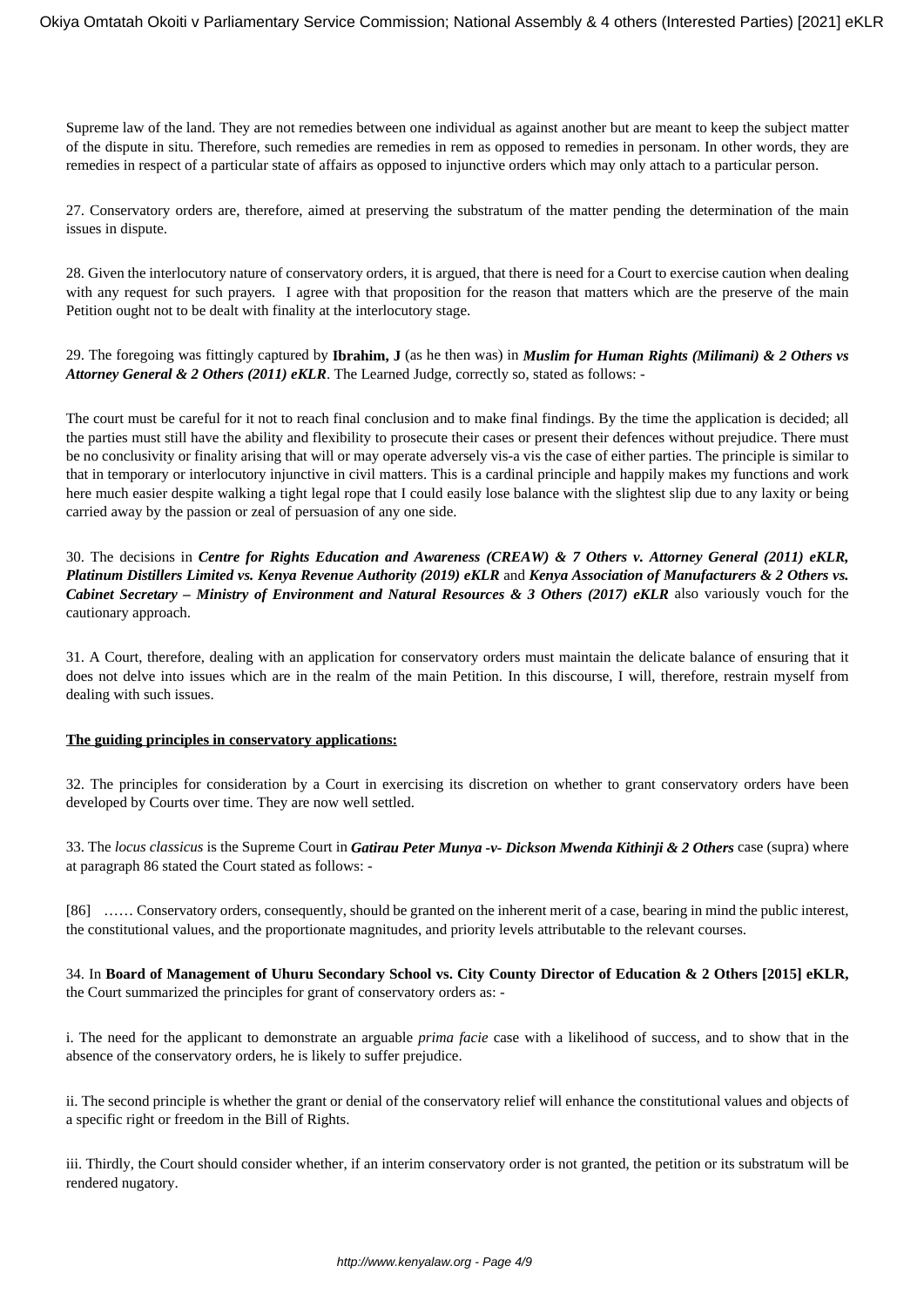Supreme law of the land. They are not remedies between one individual as against another but are meant to keep the subject matter of the dispute in situ. Therefore, such remedies are remedies in rem as opposed to remedies in personam. In other words, they are remedies in respect of a particular state of affairs as opposed to injunctive orders which may only attach to a particular person.

27. Conservatory orders are, therefore, aimed at preserving the substratum of the matter pending the determination of the main issues in dispute.

28. Given the interlocutory nature of conservatory orders, it is argued, that there is need for a Court to exercise caution when dealing with any request for such prayers. I agree with that proposition for the reason that matters which are the preserve of the main Petition ought not to be dealt with finality at the interlocutory stage.

29. The foregoing was fittingly captured by **Ibrahim, J** (as he then was) in ***Muslim for Human Rights (Milimani) & 2 Others vs Attorney General & 2 Others (2011) eKLR***. The Learned Judge, correctly so, stated as follows: -

The court must be careful for it not to reach final conclusion and to make final findings. By the time the application is decided; all the parties must still have the ability and flexibility to prosecute their cases or present their defences without prejudice. There must be no conclusivity or finality arising that will or may operate adversely vis-a vis the case of either parties. The principle is similar to that in temporary or interlocutory injunctive in civil matters. This is a cardinal principle and happily makes my functions and work here much easier despite walking a tight legal rope that I could easily lose balance with the slightest slip due to any laxity or being carried away by the passion or zeal of persuasion of any one side.

30. The decisions in ***Centre for Rights Education and Awareness (CREAW) & 7 Others v. Attorney General (2011) eKLR, Platinum Distillers Limited vs. Kenya Revenue Authority (2019) eKLR*** and ***Kenya Association of Manufacturers & 2 Others vs. Cabinet Secretary – Ministry of Environment and Natural Resources & 3 Others (2017) eKLR*** also variously vouch for the cautionary approach.

31. A Court, therefore, dealing with an application for conservatory orders must maintain the delicate balance of ensuring that it does not delve into issues which are in the realm of the main Petition. In this discourse, I will, therefore, restrain myself from dealing with such issues.

**The guiding principles in conservatory applications:**

32. The principles for consideration by a Court in exercising its discretion on whether to grant conservatory orders have been developed by Courts over time. They are now well settled.

33. The *locus classicus* is the Supreme Court in ***Gatirau Peter Munya -v- Dickson Mwenda Kithinji & 2 Others*** case (supra) where at paragraph 86 stated the Court stated as follows: -

[86] …… Conservatory orders, consequently, should be granted on the inherent merit of a case, bearing in mind the public interest, the constitutional values, and the proportionate magnitudes, and priority levels attributable to the relevant courses.

34. In **Board of Management of Uhuru Secondary School vs. City County Director of Education & 2 Others [2015] eKLR,** the Court summarized the principles for grant of conservatory orders as: -

i. The need for the applicant to demonstrate an arguable *prima facie* case with a likelihood of success, and to show that in the absence of the conservatory orders, he is likely to suffer prejudice.

ii. The second principle is whether the grant or denial of the conservatory relief will enhance the constitutional values and objects of a specific right or freedom in the Bill of Rights.

iii. Thirdly, the Court should consider whether, if an interim conservatory order is not granted, the petition or its substratum will be rendered nugatory.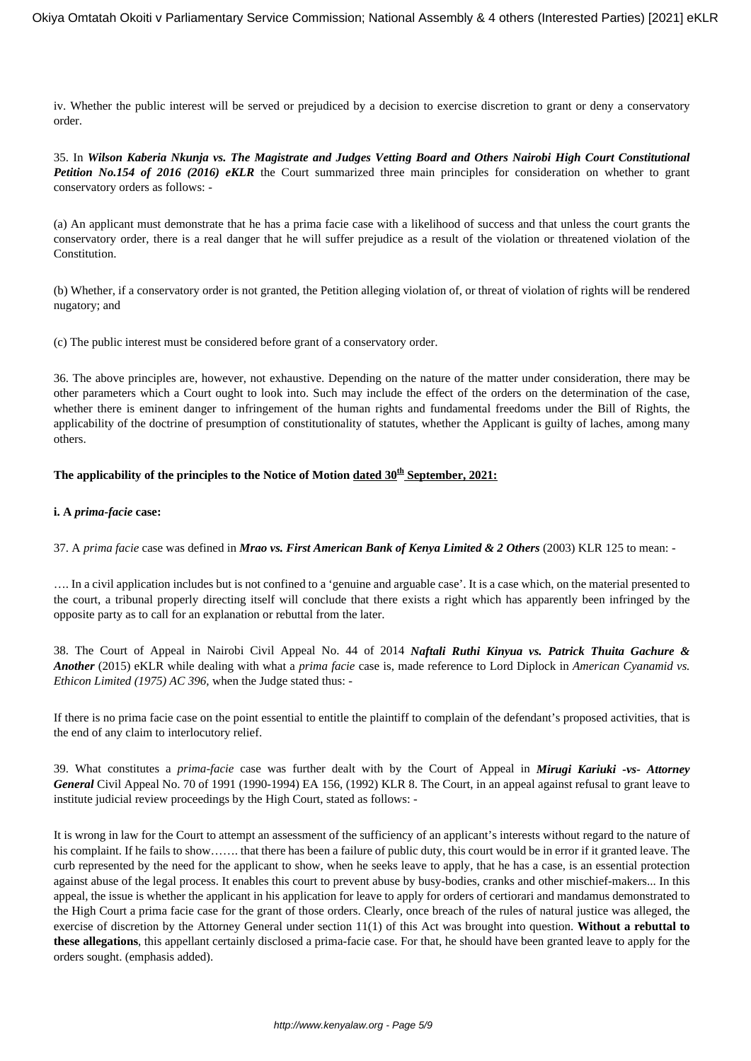iv. Whether the public interest will be served or prejudiced by a decision to exercise discretion to grant or deny a conservatory order.

35. In ***Wilson Kaberia Nkunja vs. The Magistrate and Judges Vetting Board and Others Nairobi High Court Constitutional Petition No.154 of 2016 (2016) eKLR*** the Court summarized three main principles for consideration on whether to grant conservatory orders as follows: -

(a) An applicant must demonstrate that he has a prima facie case with a likelihood of success and that unless the court grants the conservatory order, there is a real danger that he will suffer prejudice as a result of the violation or threatened violation of the Constitution.

(b) Whether, if a conservatory order is not granted, the Petition alleging violation of, or threat of violation of rights will be rendered nugatory; and

(c) The public interest must be considered before grant of a conservatory order.

36. The above principles are, however, not exhaustive. Depending on the nature of the matter under consideration, there may be other parameters which a Court ought to look into. Such may include the effect of the orders on the determination of the case, whether there is eminent danger to infringement of the human rights and fundamental freedoms under the Bill of Rights, the applicability of the doctrine of presumption of constitutionality of statutes, whether the Applicant is guilty of laches, among many others.

**The applicability of the principles to the Notice of Motion dated 30th September, 2021:**

**i. A *prima-facie* case:**

37. A *prima facie* case was defined in ***Mrao vs. First American Bank of Kenya Limited & 2 Others*** (2003) KLR 125 to mean: -

…. In a civil application includes but is not confined to a 'genuine and arguable case'. It is a case which, on the material presented to the court, a tribunal properly directing itself will conclude that there exists a right which has apparently been infringed by the opposite party as to call for an explanation or rebuttal from the later.

38. The Court of Appeal in Nairobi Civil Appeal No. 44 of 2014 ***Naftali Ruthi Kinyua vs. Patrick Thuita Gachure & Another*** (2015) eKLR while dealing with what a *prima facie* case is, made reference to Lord Diplock in *American Cyanamid vs. Ethicon Limited (1975) AC 396*, when the Judge stated thus: -

If there is no prima facie case on the point essential to entitle the plaintiff to complain of the defendant's proposed activities, that is the end of any claim to interlocutory relief.

39. What constitutes a *prima-facie* case was further dealt with by the Court of Appeal in ***Mirugi Kariuki -vs- Attorney General*** Civil Appeal No. 70 of 1991 (1990-1994) EA 156, (1992) KLR 8. The Court, in an appeal against refusal to grant leave to institute judicial review proceedings by the High Court, stated as follows: -

It is wrong in law for the Court to attempt an assessment of the sufficiency of an applicant's interests without regard to the nature of his complaint. If he fails to show……. that there has been a failure of public duty, this court would be in error if it granted leave. The curb represented by the need for the applicant to show, when he seeks leave to apply, that he has a case, is an essential protection against abuse of the legal process. It enables this court to prevent abuse by busy-bodies, cranks and other mischief-makers... In this appeal, the issue is whether the applicant in his application for leave to apply for orders of certiorari and mandamus demonstrated to the High Court a prima facie case for the grant of those orders. Clearly, once breach of the rules of natural justice was alleged, the exercise of discretion by the Attorney General under section 11(1) of this Act was brought into question. **Without a rebuttal to these allegations**, this appellant certainly disclosed a prima-facie case. For that, he should have been granted leave to apply for the orders sought. (emphasis added).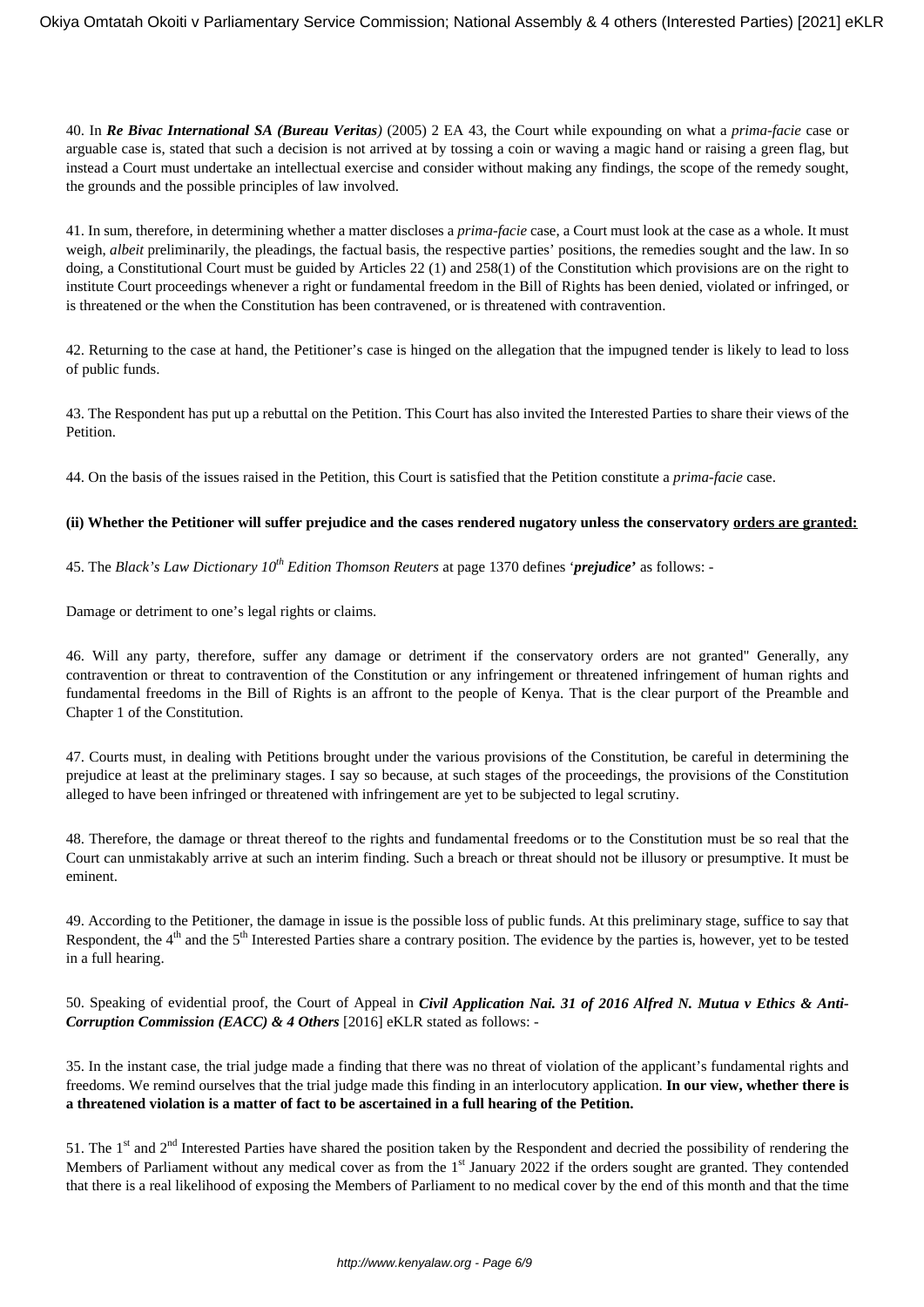40. In ***Re Bivac International SA (Bureau Veritas)*** (2005) 2 EA 43, the Court while expounding on what a *prima-facie* case or arguable case is, stated that such a decision is not arrived at by tossing a coin or waving a magic hand or raising a green flag, but instead a Court must undertake an intellectual exercise and consider without making any findings, the scope of the remedy sought, the grounds and the possible principles of law involved.

41. In sum, therefore, in determining whether a matter discloses a *prima-facie* case, a Court must look at the case as a whole. It must weigh, *albeit* preliminarily, the pleadings, the factual basis, the respective parties' positions, the remedies sought and the law. In so doing, a Constitutional Court must be guided by Articles 22 (1) and 258(1) of the Constitution which provisions are on the right to institute Court proceedings whenever a right or fundamental freedom in the Bill of Rights has been denied, violated or infringed, or is threatened or the when the Constitution has been contravened, or is threatened with contravention.

42. Returning to the case at hand, the Petitioner's case is hinged on the allegation that the impugned tender is likely to lead to loss of public funds.

43. The Respondent has put up a rebuttal on the Petition. This Court has also invited the Interested Parties to share their views of the Petition.

44. On the basis of the issues raised in the Petition, this Court is satisfied that the Petition constitute a *prima-facie* case.

**(ii) Whether the Petitioner will suffer prejudice and the cases rendered nugatory unless the conservatory orders are granted:**

45. The *Black's Law Dictionary 10th Edition Thomson Reuters* at page 1370 defines '***prejudice***' as follows: -

Damage or detriment to one's legal rights or claims.

46. Will any party, therefore, suffer any damage or detriment if the conservatory orders are not granted" Generally, any contravention or threat to contravention of the Constitution or any infringement or threatened infringement of human rights and fundamental freedoms in the Bill of Rights is an affront to the people of Kenya. That is the clear purport of the Preamble and Chapter 1 of the Constitution.

47. Courts must, in dealing with Petitions brought under the various provisions of the Constitution, be careful in determining the prejudice at least at the preliminary stages. I say so because, at such stages of the proceedings, the provisions of the Constitution alleged to have been infringed or threatened with infringement are yet to be subjected to legal scrutiny.

48. Therefore, the damage or threat thereof to the rights and fundamental freedoms or to the Constitution must be so real that the Court can unmistakably arrive at such an interim finding. Such a breach or threat should not be illusory or presumptive. It must be eminent.

49. According to the Petitioner, the damage in issue is the possible loss of public funds. At this preliminary stage, suffice to say that Respondent, the 4th and the 5th Interested Parties share a contrary position. The evidence by the parties is, however, yet to be tested in a full hearing.

50. Speaking of evidential proof, the Court of Appeal in ***Civil Application Nai. 31 of 2016 Alfred N. Mutua v Ethics & Anti-Corruption Commission (EACC) & 4 Others*** [2016] eKLR stated as follows: -

35. In the instant case, the trial judge made a finding that there was no threat of violation of the applicant's fundamental rights and freedoms. We remind ourselves that the trial judge made this finding in an interlocutory application. **In our view, whether there is a threatened violation is a matter of fact to be ascertained in a full hearing of the Petition.**

51. The 1st and 2nd Interested Parties have shared the position taken by the Respondent and decried the possibility of rendering the Members of Parliament without any medical cover as from the 1st January 2022 if the orders sought are granted. They contended that there is a real likelihood of exposing the Members of Parliament to no medical cover by the end of this month and that the time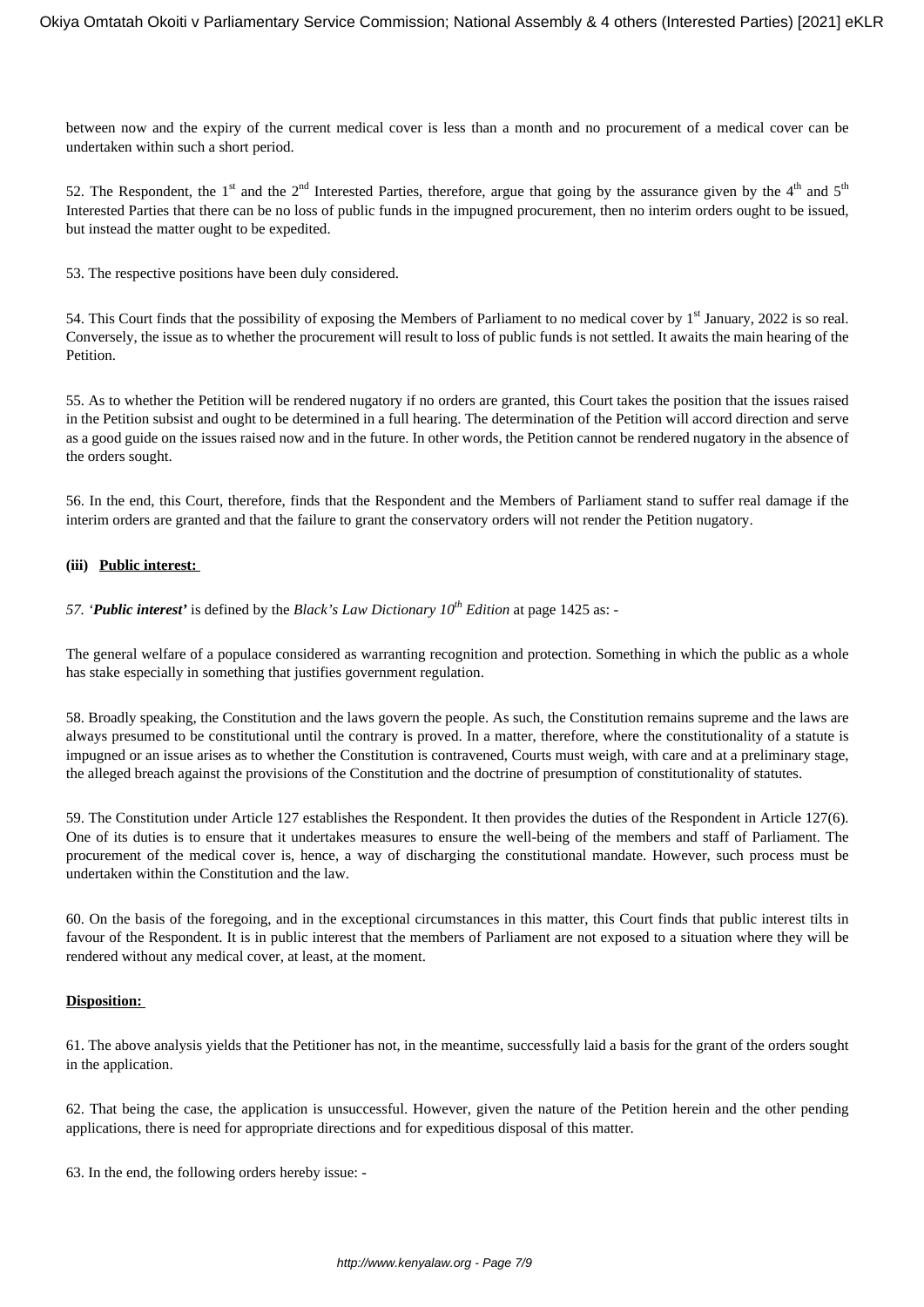between now and the expiry of the current medical cover is less than a month and no procurement of a medical cover can be undertaken within such a short period.

52. The Respondent, the 1st and the 2nd Interested Parties, therefore, argue that going by the assurance given by the 4th and 5th Interested Parties that there can be no loss of public funds in the impugned procurement, then no interim orders ought to be issued, but instead the matter ought to be expedited.

53. The respective positions have been duly considered.

54. This Court finds that the possibility of exposing the Members of Parliament to no medical cover by 1st January, 2022 is so real. Conversely, the issue as to whether the procurement will result to loss of public funds is not settled. It awaits the main hearing of the Petition.

55. As to whether the Petition will be rendered nugatory if no orders are granted, this Court takes the position that the issues raised in the Petition subsist and ought to be determined in a full hearing. The determination of the Petition will accord direction and serve as a good guide on the issues raised now and in the future. In other words, the Petition cannot be rendered nugatory in the absence of the orders sought.

56. In the end, this Court, therefore, finds that the Respondent and the Members of Parliament stand to suffer real damage if the interim orders are granted and that the failure to grant the conservatory orders will not render the Petition nugatory.

**(iii) Public interest:**

*57.* '***Public interest***' is defined by the *Black's Law Dictionary 10th Edition* at page 1425 as: -

The general welfare of a populace considered as warranting recognition and protection. Something in which the public as a whole has stake especially in something that justifies government regulation.

58. Broadly speaking, the Constitution and the laws govern the people. As such, the Constitution remains supreme and the laws are always presumed to be constitutional until the contrary is proved. In a matter, therefore, where the constitutionality of a statute is impugned or an issue arises as to whether the Constitution is contravened, Courts must weigh, with care and at a preliminary stage, the alleged breach against the provisions of the Constitution and the doctrine of presumption of constitutionality of statutes.

59. The Constitution under Article 127 establishes the Respondent. It then provides the duties of the Respondent in Article 127(6). One of its duties is to ensure that it undertakes measures to ensure the well-being of the members and staff of Parliament. The procurement of the medical cover is, hence, a way of discharging the constitutional mandate. However, such process must be undertaken within the Constitution and the law.

60. On the basis of the foregoing, and in the exceptional circumstances in this matter, this Court finds that public interest tilts in favour of the Respondent. It is in public interest that the members of Parliament are not exposed to a situation where they will be rendered without any medical cover, at least, at the moment.

**Disposition:**

61. The above analysis yields that the Petitioner has not, in the meantime, successfully laid a basis for the grant of the orders sought in the application.

62. That being the case, the application is unsuccessful. However, given the nature of the Petition herein and the other pending applications, there is need for appropriate directions and for expeditious disposal of this matter.

63. In the end, the following orders hereby issue: -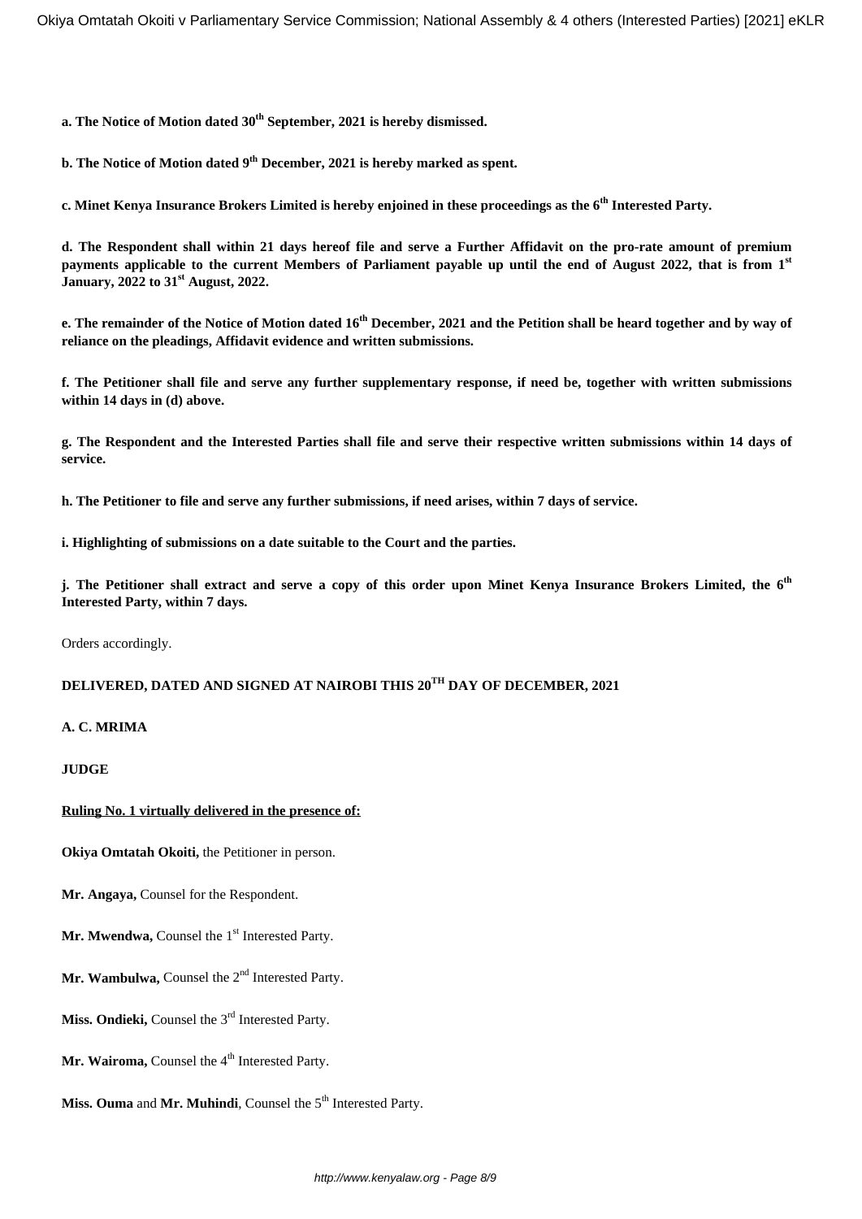**a. The Notice of Motion dated 30th September, 2021 is hereby dismissed.**

**b. The Notice of Motion dated 9th December, 2021 is hereby marked as spent.**

**c. Minet Kenya Insurance Brokers Limited is hereby enjoined in these proceedings as the 6th Interested Party.**

**d. The Respondent shall within 21 days hereof file and serve a Further Affidavit on the pro-rate amount of premium payments applicable to the current Members of Parliament payable up until the end of August 2022, that is from 1st January, 2022 to 31st August, 2022.**

**e. The remainder of the Notice of Motion dated 16th December, 2021 and the Petition shall be heard together and by way of reliance on the pleadings, Affidavit evidence and written submissions.**

**f. The Petitioner shall file and serve any further supplementary response, if need be, together with written submissions within 14 days in (d) above.**

**g. The Respondent and the Interested Parties shall file and serve their respective written submissions within 14 days of service.**

**h. The Petitioner to file and serve any further submissions, if need arises, within 7 days of service.**

**i. Highlighting of submissions on a date suitable to the Court and the parties.**

**j. The Petitioner shall extract and serve a copy of this order upon Minet Kenya Insurance Brokers Limited, the 6th Interested Party, within 7 days.**

Orders accordingly.

**DELIVERED, DATED AND SIGNED AT NAIROBI THIS 20TH DAY OF DECEMBER, 2021**

**A. C. MRIMA**

**JUDGE**

**Ruling No. 1 virtually delivered in the presence of:**

**Okiya Omtatah Okoiti,** the Petitioner in person.

**Mr. Angaya,** Counsel for the Respondent.

**Mr. Mwendwa,** Counsel the 1st Interested Party.

**Mr. Wambulwa,** Counsel the 2nd Interested Party.

**Miss. Ondieki,** Counsel the 3rd Interested Party.

**Mr. Wairoma,** Counsel the 4th Interested Party.

**Miss. Ouma** and **Mr. Muhindi**, Counsel the 5th Interested Party.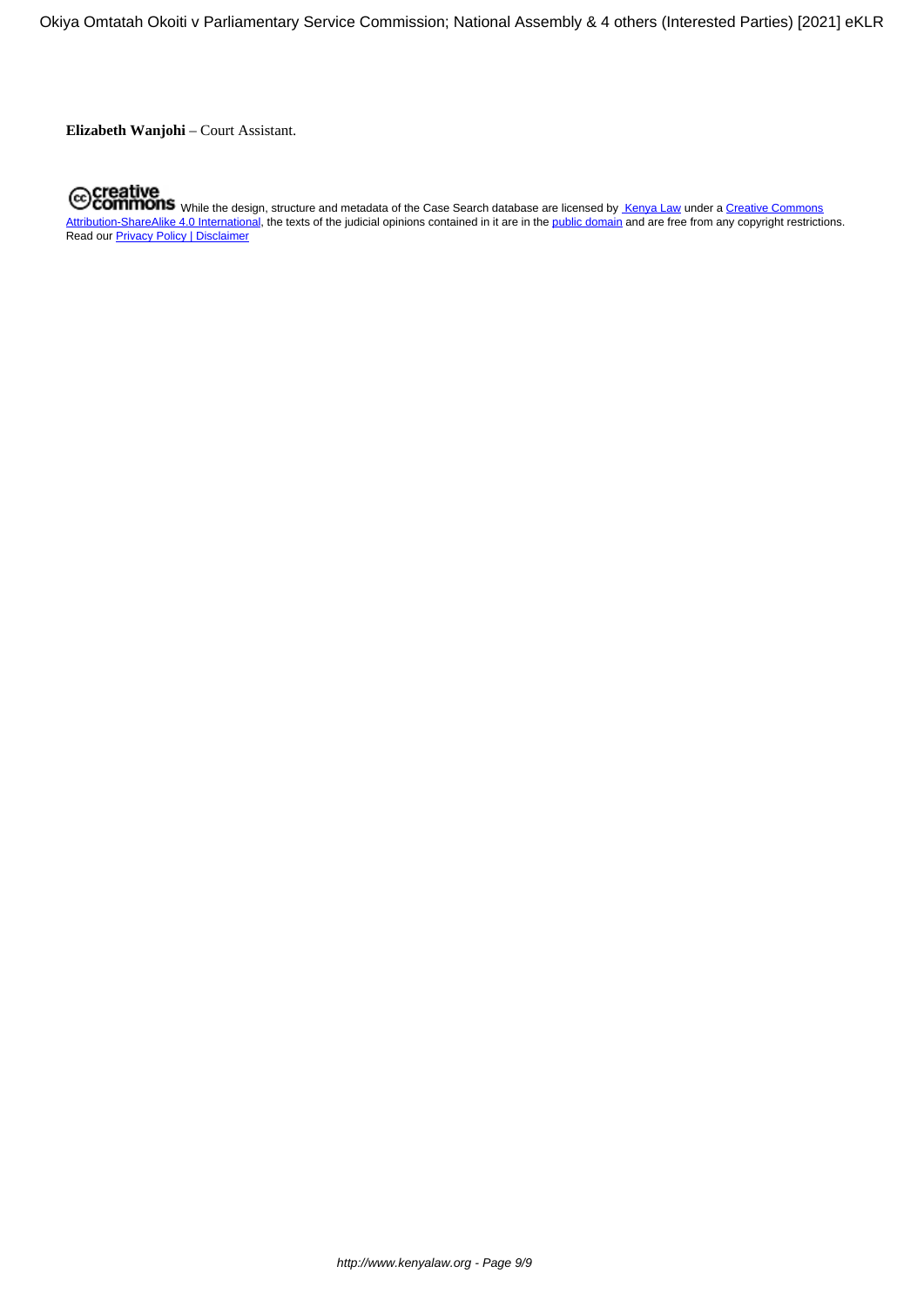**Elizabeth Wanjohi** – Court Assistant.

While the design, structure and metadata of the Case Search database are licensed by Kenya Law under a Creative Commons Attribution-ShareAlike 4.0 International, the texts of the judicial opinions contained in it are in the public domain and are free from any copyright restrictions. Read our Privacy Policy | Disclaimer